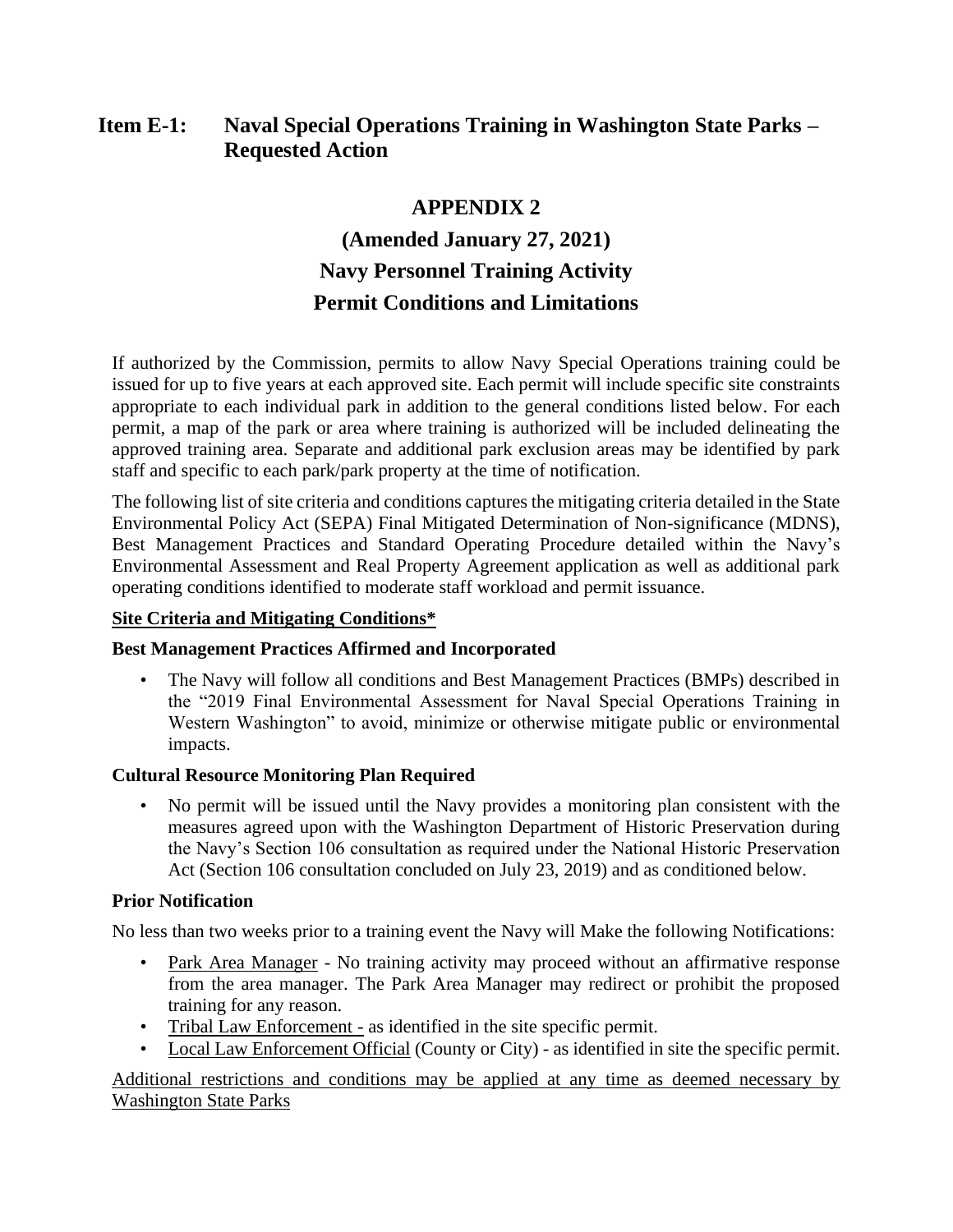## Item E-1: Naval Special Operations Training in Washington State Parks – Requested Action

# APPENDIX 2

## (Amended January 27, 2021)

## Navy Personnel Training Activity

## Permit Conditions and Limitations

If authorized by the Commission, permits to allow Navy Special Operations training could be issued for up to five years at each approved site. Each permit will include specific site constraints appropriate to each individual park in addition to the general conditions listed below. For each permit, a map of the park or area where training is authorized will be included delineating the approved training area. Separate and additional park exclusion areas may be identified by park staff and specific to each park/park property at the time of notification.

The following list of site criteria and conditions captures the mitigating criteria detailed in the State Environmental Policy Act (SEPA) Final Mitigated Determination of Non-significance (MDNS), Best Management Practices and Standard Operating Procedure detailed within the Navy's Environmental Assessment and Real Property Agreement application as well as additional park operating conditions identified to moderate staff workload and permit issuance.

<u>**Site Criteria and Mitigating Conditions***</u>

**Best Management Practices Affirmed and Incorporated**

- The Navy will follow all conditions and Best Management Practices (BMPs) described in the "2019 Final Environmental Assessment for Naval Special Operations Training in Western Washington" to avoid, minimize or otherwise mitigate public or environmental impacts.

**Cultural Resource Monitoring Plan Required**

- No permit will be issued until the Navy provides a monitoring plan consistent with the measures agreed upon with the Washington Department of Historic Preservation during the Navy's Section 106 consultation as required under the National Historic Preservation Act (Section 106 consultation concluded on July 23, 2019) and as conditioned below.

**Prior Notification**

No less than two weeks prior to a training event the Navy will Make the following Notifications:

- <u>Park Area Manager</u> - No training activity may proceed without an affirmative response from the area manager. The Park Area Manager may redirect or prohibit the proposed training for any reason.
- <u>Tribal Law Enforcement -</u> as identified in the site specific permit.
- <u>Local Law Enforcement Official</u> (County or City) - as identified in site the specific permit.

<u>Additional restrictions and conditions may be applied at any time as deemed necessary by Washington State Parks</u>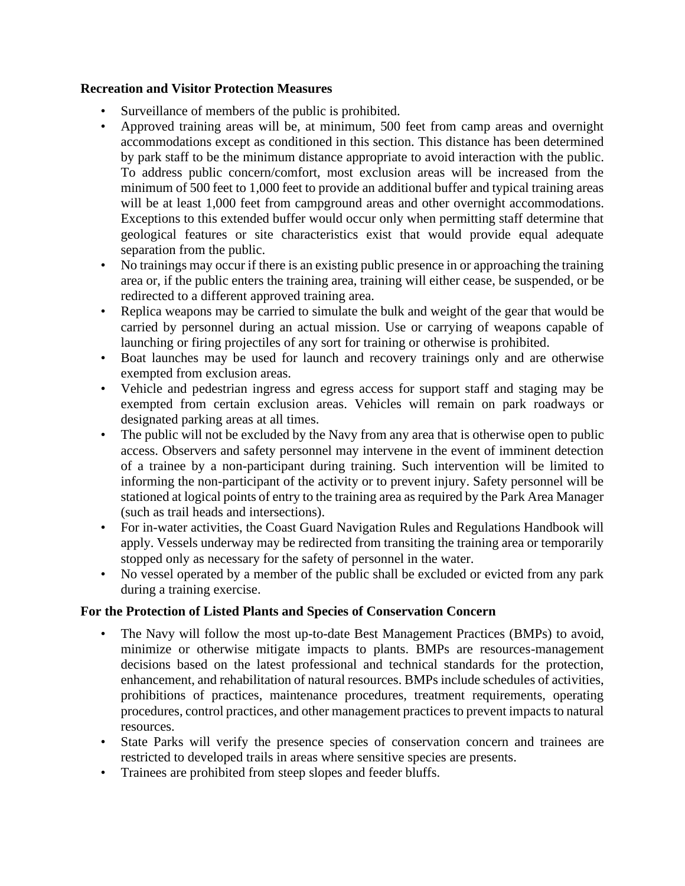**Recreation and Visitor Protection Measures**

- Surveillance of members of the public is prohibited.
- Approved training areas will be, at minimum, 500 feet from camp areas and overnight accommodations except as conditioned in this section. This distance has been determined by park staff to be the minimum distance appropriate to avoid interaction with the public. To address public concern/comfort, most exclusion areas will be increased from the minimum of 500 feet to 1,000 feet to provide an additional buffer and typical training areas will be at least 1,000 feet from campground areas and other overnight accommodations. Exceptions to this extended buffer would occur only when permitting staff determine that geological features or site characteristics exist that would provide equal adequate separation from the public.
- No trainings may occur if there is an existing public presence in or approaching the training area or, if the public enters the training area, training will either cease, be suspended, or be redirected to a different approved training area.
- Replica weapons may be carried to simulate the bulk and weight of the gear that would be carried by personnel during an actual mission. Use or carrying of weapons capable of launching or firing projectiles of any sort for training or otherwise is prohibited.
- Boat launches may be used for launch and recovery trainings only and are otherwise exempted from exclusion areas.
- Vehicle and pedestrian ingress and egress access for support staff and staging may be exempted from certain exclusion areas. Vehicles will remain on park roadways or designated parking areas at all times.
- The public will not be excluded by the Navy from any area that is otherwise open to public access. Observers and safety personnel may intervene in the event of imminent detection of a trainee by a non-participant during training. Such intervention will be limited to informing the non-participant of the activity or to prevent injury. Safety personnel will be stationed at logical points of entry to the training area as required by the Park Area Manager (such as trail heads and intersections).
- For in-water activities, the Coast Guard Navigation Rules and Regulations Handbook will apply. Vessels underway may be redirected from transiting the training area or temporarily stopped only as necessary for the safety of personnel in the water.
- No vessel operated by a member of the public shall be excluded or evicted from any park during a training exercise.

**For the Protection of Listed Plants and Species of Conservation Concern**

- The Navy will follow the most up-to-date Best Management Practices (BMPs) to avoid, minimize or otherwise mitigate impacts to plants. BMPs are resources-management decisions based on the latest professional and technical standards for the protection, enhancement, and rehabilitation of natural resources. BMPs include schedules of activities, prohibitions of practices, maintenance procedures, treatment requirements, operating procedures, control practices, and other management practices to prevent impacts to natural resources.
- State Parks will verify the presence species of conservation concern and trainees are restricted to developed trails in areas where sensitive species are presents.
- Trainees are prohibited from steep slopes and feeder bluffs.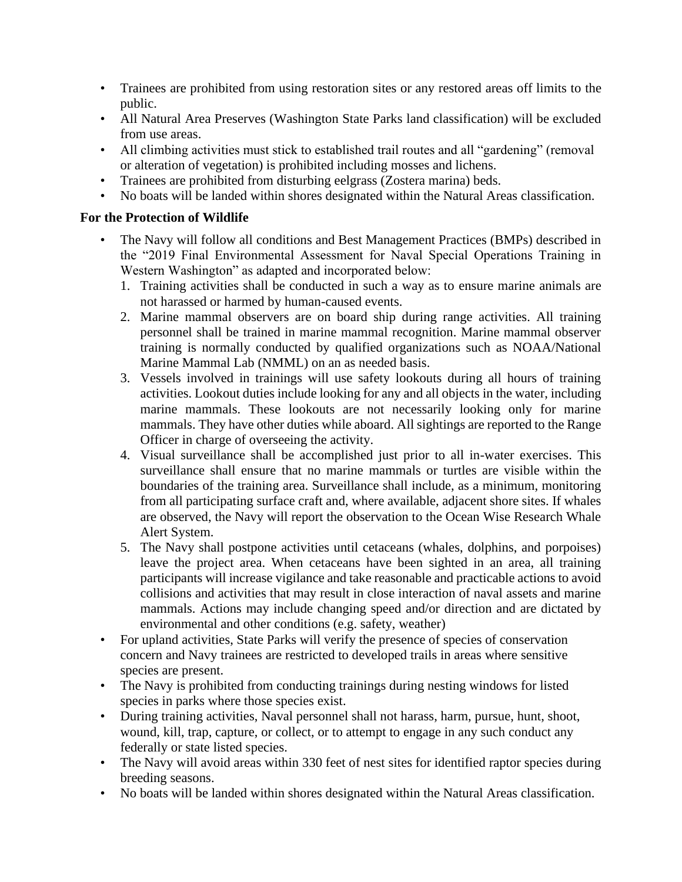- Trainees are prohibited from using restoration sites or any restored areas off limits to the public.
- All Natural Area Preserves (Washington State Parks land classification) will be excluded from use areas.
- All climbing activities must stick to established trail routes and all "gardening" (removal or alteration of vegetation) is prohibited including mosses and lichens.
- Trainees are prohibited from disturbing eelgrass (Zostera marina) beds.
- No boats will be landed within shores designated within the Natural Areas classification.

**For the Protection of Wildlife**

- The Navy will follow all conditions and Best Management Practices (BMPs) described in the "2019 Final Environmental Assessment for Naval Special Operations Training in Western Washington" as adapted and incorporated below:
  1. Training activities shall be conducted in such a way as to ensure marine animals are not harassed or harmed by human-caused events.
  2. Marine mammal observers are on board ship during range activities. All training personnel shall be trained in marine mammal recognition. Marine mammal observer training is normally conducted by qualified organizations such as NOAA/National Marine Mammal Lab (NMML) on an as needed basis.
  3. Vessels involved in trainings will use safety lookouts during all hours of training activities. Lookout duties include looking for any and all objects in the water, including marine mammals. These lookouts are not necessarily looking only for marine mammals. They have other duties while aboard. All sightings are reported to the Range Officer in charge of overseeing the activity.
  4. Visual surveillance shall be accomplished just prior to all in-water exercises. This surveillance shall ensure that no marine mammals or turtles are visible within the boundaries of the training area. Surveillance shall include, as a minimum, monitoring from all participating surface craft and, where available, adjacent shore sites. If whales are observed, the Navy will report the observation to the Ocean Wise Research Whale Alert System.
  5. The Navy shall postpone activities until cetaceans (whales, dolphins, and porpoises) leave the project area. When cetaceans have been sighted in an area, all training participants will increase vigilance and take reasonable and practicable actions to avoid collisions and activities that may result in close interaction of naval assets and marine mammals. Actions may include changing speed and/or direction and are dictated by environmental and other conditions (e.g. safety, weather)
- For upland activities, State Parks will verify the presence of species of conservation concern and Navy trainees are restricted to developed trails in areas where sensitive species are present.
- The Navy is prohibited from conducting trainings during nesting windows for listed species in parks where those species exist.
- During training activities, Naval personnel shall not harass, harm, pursue, hunt, shoot, wound, kill, trap, capture, or collect, or to attempt to engage in any such conduct any federally or state listed species.
- The Navy will avoid areas within 330 feet of nest sites for identified raptor species during breeding seasons.
- No boats will be landed within shores designated within the Natural Areas classification.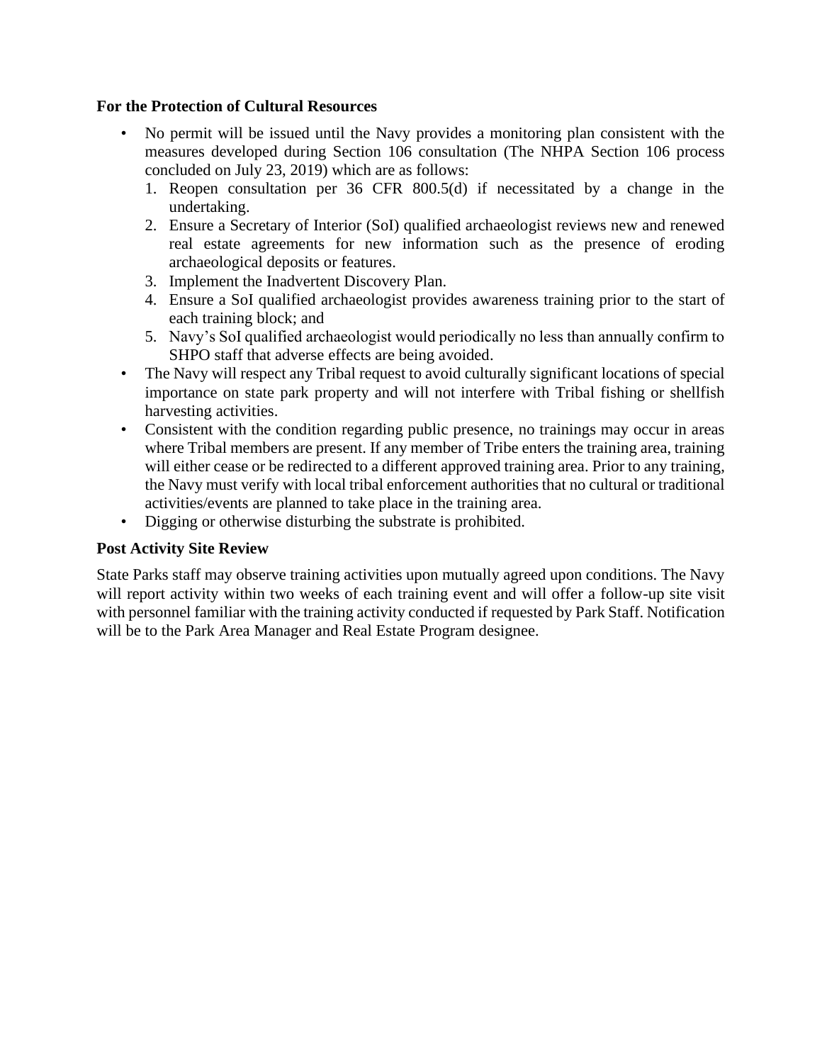**For the Protection of Cultural Resources**

- No permit will be issued until the Navy provides a monitoring plan consistent with the measures developed during Section 106 consultation (The NHPA Section 106 process concluded on July 23, 2019) which are as follows:
  1. Reopen consultation per 36 CFR 800.5(d) if necessitated by a change in the undertaking.
  2. Ensure a Secretary of Interior (SoI) qualified archaeologist reviews new and renewed real estate agreements for new information such as the presence of eroding archaeological deposits or features.
  3. Implement the Inadvertent Discovery Plan.
  4. Ensure a SoI qualified archaeologist provides awareness training prior to the start of each training block; and
  5. Navy's SoI qualified archaeologist would periodically no less than annually confirm to SHPO staff that adverse effects are being avoided.
- The Navy will respect any Tribal request to avoid culturally significant locations of special importance on state park property and will not interfere with Tribal fishing or shellfish harvesting activities.
- Consistent with the condition regarding public presence, no trainings may occur in areas where Tribal members are present. If any member of Tribe enters the training area, training will either cease or be redirected to a different approved training area. Prior to any training, the Navy must verify with local tribal enforcement authorities that no cultural or traditional activities/events are planned to take place in the training area.
- Digging or otherwise disturbing the substrate is prohibited.

**Post Activity Site Review**

State Parks staff may observe training activities upon mutually agreed upon conditions. The Navy will report activity within two weeks of each training event and will offer a follow-up site visit with personnel familiar with the training activity conducted if requested by Park Staff. Notification will be to the Park Area Manager and Real Estate Program designee.